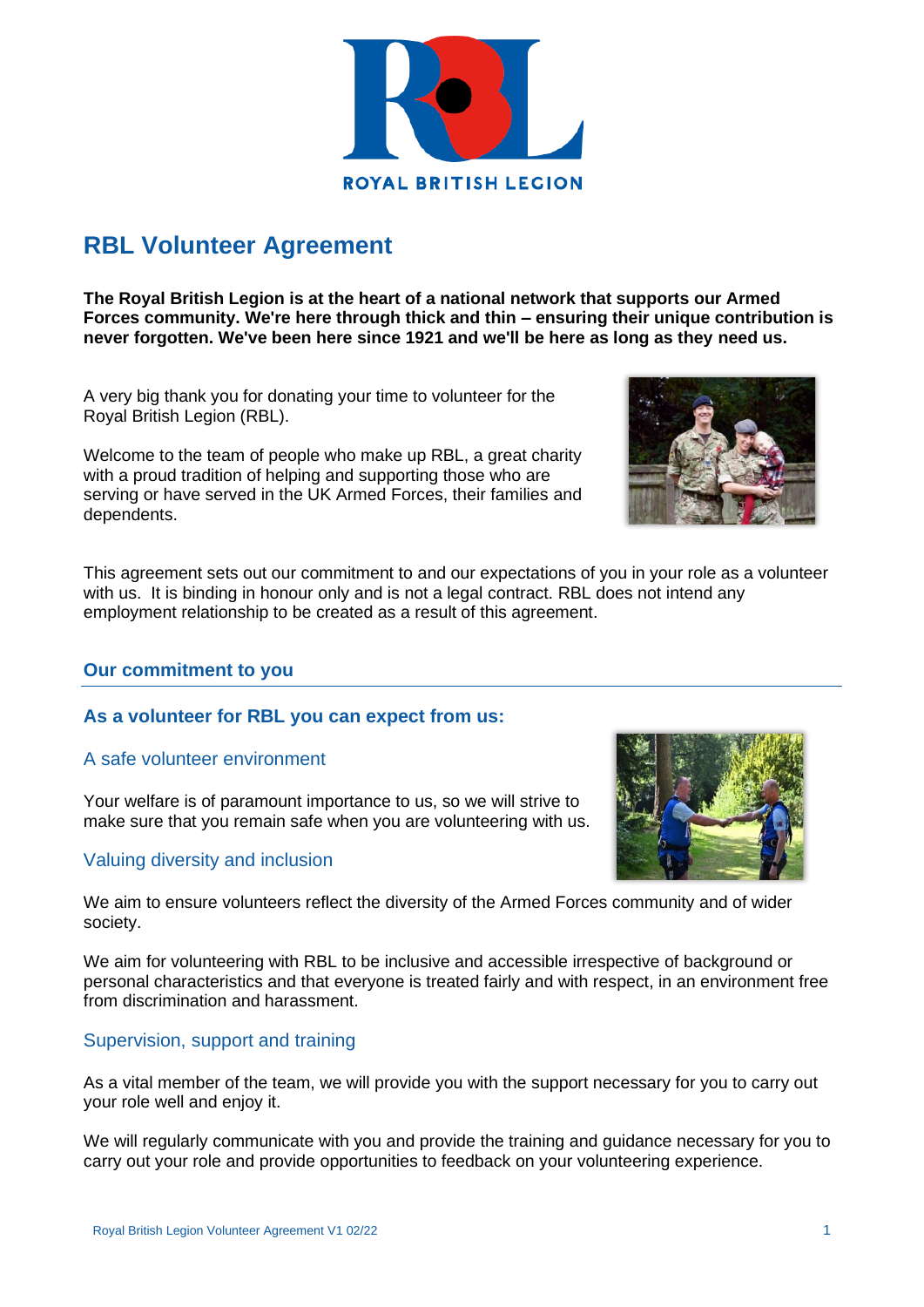# RBL Volunteer Agreement

**The Royal British Legion is at the heart of a national network that supports our Armed Forces community. We're here through thick and thin – ensuring their unique contribution is never forgotten. We've been here since 1921 and we'll be here as long as they need us.**

A very big thank you for donating your time to volunteer for the Royal British Legion (RBL).

Welcome to the team of people who make up RBL, a great charity with a proud tradition of helping and supporting those who are serving or have served in the UK Armed Forces, their families and dependents.

This agreement sets out our commitment to and our expectations of you in your role as a volunteer with us. It is binding in honour only and is not a legal contract. RBL does not intend any employment relationship to be created as a result of this agreement.

## Our commitment to you

### As a volunteer for RBL you can expect from us:

#### A safe volunteer environment

Your welfare is of paramount importance to us, so we will strive to make sure that you remain safe when you are volunteering with us.

#### Valuing diversity and inclusion

We aim to ensure volunteers reflect the diversity of the Armed Forces community and of wider society.

We aim for volunteering with RBL to be inclusive and accessible irrespective of background or personal characteristics and that everyone is treated fairly and with respect, in an environment free from discrimination and harassment.

#### Supervision, support and training

As a vital member of the team, we will provide you with the support necessary for you to carry out your role well and enjoy it.

We will regularly communicate with you and provide the training and guidance necessary for you to carry out your role and provide opportunities to feedback on your volunteering experience.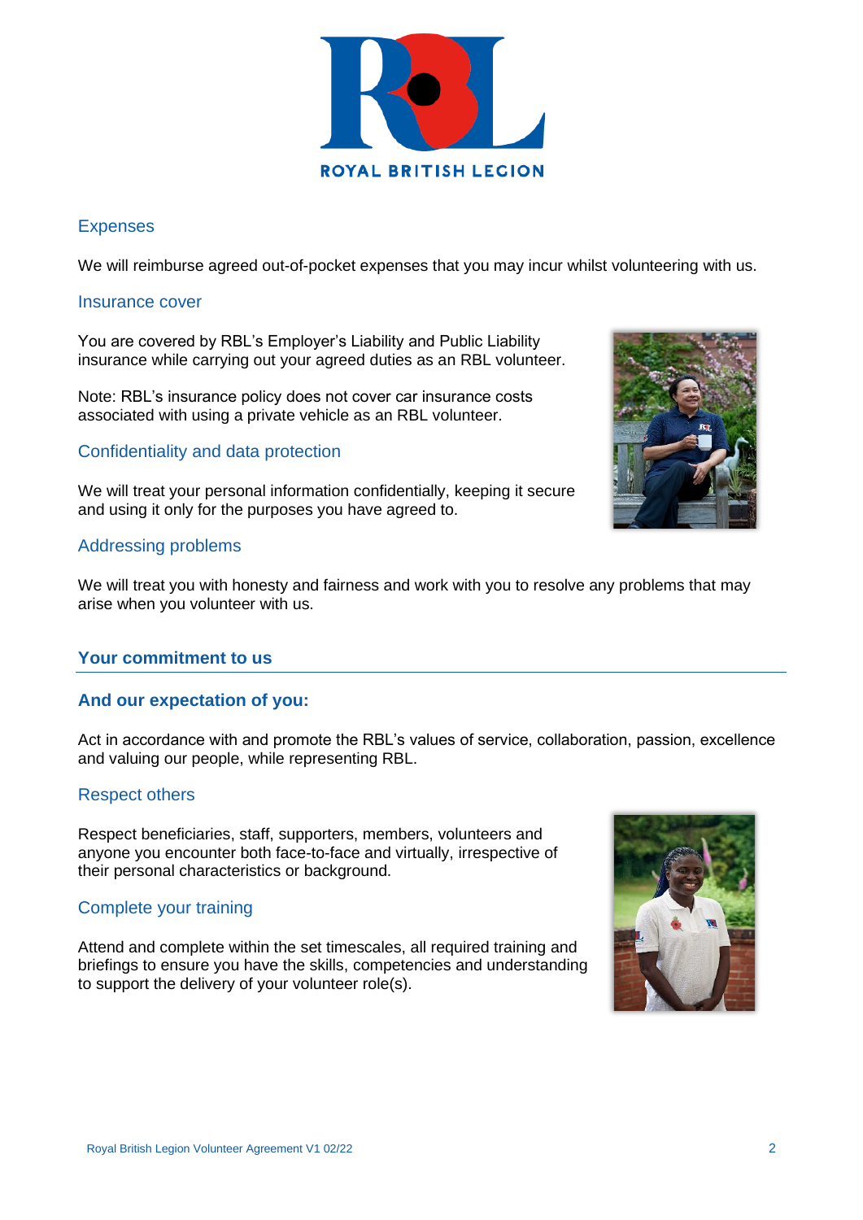## Expenses

We will reimburse agreed out-of-pocket expenses that you may incur whilst volunteering with us.

## Insurance cover

You are covered by RBL's Employer's Liability and Public Liability insurance while carrying out your agreed duties as an RBL volunteer.

Note: RBL's insurance policy does not cover car insurance costs associated with using a private vehicle as an RBL volunteer.

## Confidentiality and data protection

We will treat your personal information confidentially, keeping it secure and using it only for the purposes you have agreed to.

## Addressing problems

We will treat you with honesty and fairness and work with you to resolve any problems that may arise when you volunteer with us.

# Your commitment to us

## And our expectation of you:

Act in accordance with and promote the RBL's values of service, collaboration, passion, excellence and valuing our people, while representing RBL.

## Respect others

Respect beneficiaries, staff, supporters, members, volunteers and anyone you encounter both face-to-face and virtually, irrespective of their personal characteristics or background.

## Complete your training

Attend and complete within the set timescales, all required training and briefings to ensure you have the skills, competencies and understanding to support the delivery of your volunteer role(s).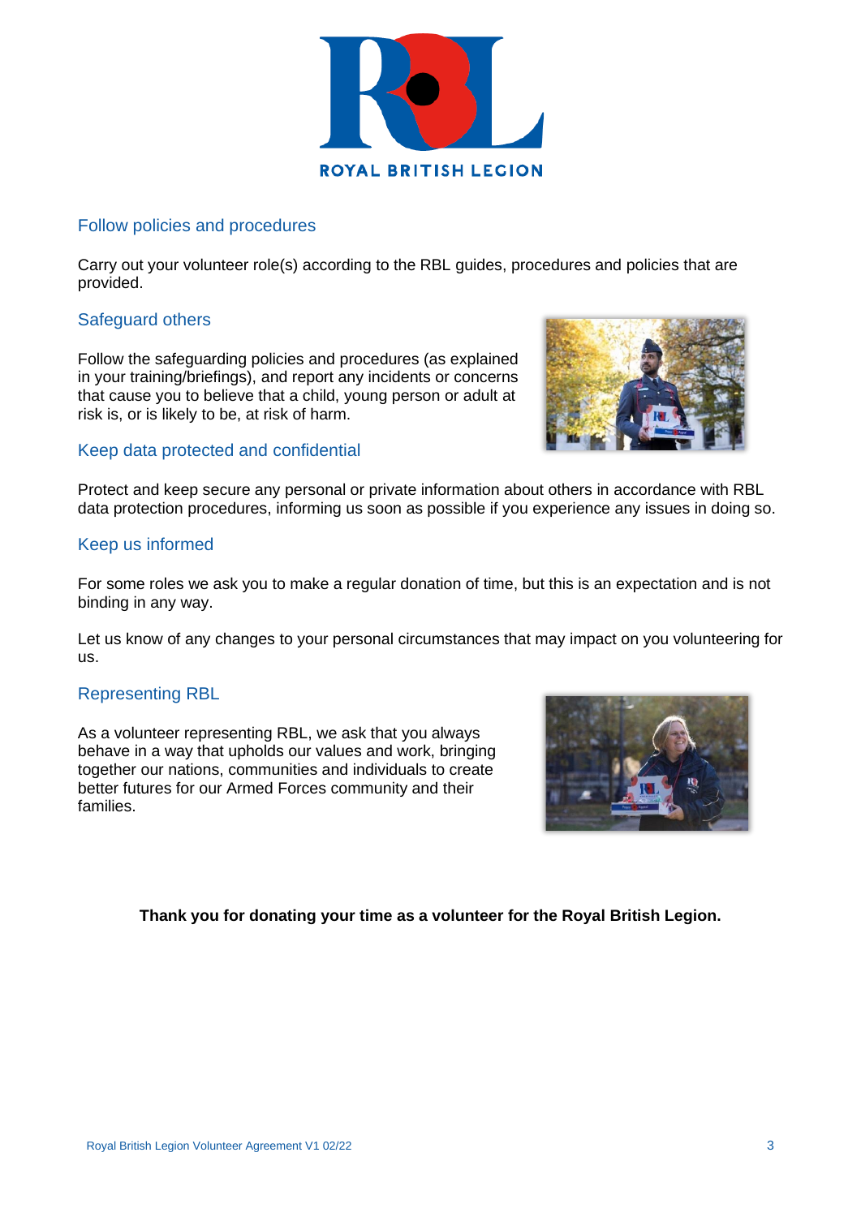## Follow policies and procedures

Carry out your volunteer role(s) according to the RBL guides, procedures and policies that are provided.

## Safeguard others

Follow the safeguarding policies and procedures (as explained in your training/briefings), and report any incidents or concerns that cause you to believe that a child, young person or adult at risk is, or is likely to be, at risk of harm.

## Keep data protected and confidential

Protect and keep secure any personal or private information about others in accordance with RBL data protection procedures, informing us soon as possible if you experience any issues in doing so.

## Keep us informed

For some roles we ask you to make a regular donation of time, but this is an expectation and is not binding in any way.

Let us know of any changes to your personal circumstances that may impact on you volunteering for us.

## Representing RBL

As a volunteer representing RBL, we ask that you always behave in a way that upholds our values and work, bringing together our nations, communities and individuals to create better futures for our Armed Forces community and their families.

**Thank you for donating your time as a volunteer for the Royal British Legion.**